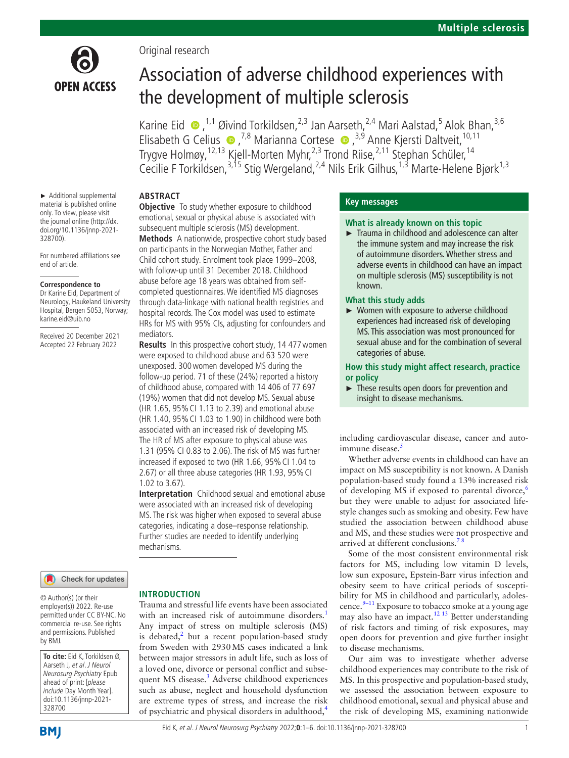Original research

# Association of adverse childhood experiences with the development of multiple sclerosis

Karine Eid [1,1] Øivind Torkildsen,[2,3] Jan Aarseth,[2,4] Mari Aalstad,[5] Alok Bhan,[3,6] Elisabeth G Celius [7,8] Marianna Cortese [3,9] Anne Kjersti Daltveit,[10,11] Trygve Holmøy,[12,13] Kjell-Morten Myhr,[2,3] Trond Riise,[2,11] Stephan Schüler,[14] Cecilie F Torkildsen,[3,15] Stig Wergeland,[2,4] Nils Erik Gilhus,[1,3] Marte-Helene Bjørk[1,3]

► Additional supplemental material is published online only. To view, please visit the journal online (http://dx.doi.org/10.1136/jnnp-2021-328700).

For numbered affiliations see end of article.

**Correspondence to**
Dr Karine Eid, Department of Neurology, Haukeland University Hospital, Bergen 5053, Norway; karine.eid@uib.no

Received 20 December 2021
Accepted 22 February 2022

## ABSTRACT

**Objective** To study whether exposure to childhood emotional, sexual or physical abuse is associated with subsequent multiple sclerosis (MS) development.

**Methods** A nationwide, prospective cohort study based on participants in the Norwegian Mother, Father and Child cohort study. Enrolment took place 1999–2008, with follow-up until 31 December 2018. Childhood abuse before age 18 years was obtained from self-completed questionnaires. We identified MS diagnoses through data-linkage with national health registries and hospital records. The Cox model was used to estimate HRs for MS with 95% CIs, adjusting for confounders and mediators.

**Results** In this prospective cohort study, 14 477 women were exposed to childhood abuse and 63 520 were unexposed. 300 women developed MS during the follow-up period. 71 of these (24%) reported a history of childhood abuse, compared with 14 406 of 77 697 (19%) women that did not develop MS. Sexual abuse (HR 1.65, 95% CI 1.13 to 2.39) and emotional abuse (HR 1.40, 95% CI 1.03 to 1.90) in childhood were both associated with an increased risk of developing MS. The HR of MS after exposure to physical abuse was 1.31 (95% CI 0.83 to 2.06). The risk of MS was further increased if exposed to two (HR 1.66, 95% CI 1.04 to 2.67) or all three abuse categories (HR 1.93, 95% CI 1.02 to 3.67).

**Interpretation** Childhood sexual and emotional abuse were associated with an increased risk of developing MS. The risk was higher when exposed to several abuse categories, indicating a dose–response relationship. Further studies are needed to identify underlying mechanisms.

## Key messages

### What is already known on this topic

► Trauma in childhood and adolescence can alter the immune system and may increase the risk of autoimmune disorders. Whether stress and adverse events in childhood can have an impact on multiple sclerosis (MS) susceptibility is not known.

### What this study adds

► Women with exposure to adverse childhood experiences had increased risk of developing MS. This association was most pronounced for sexual abuse and for the combination of several categories of abuse.

### How this study might affect research, practice or policy

► These results open doors for prevention and insight to disease mechanisms.

© Author(s) (or their employer(s)) 2022. Re-use permitted under CC BY-NC. No commercial re-use. See rights and permissions. Published by BMJ.

**To cite:** Eid K, Torkildsen Ø, Aarseth J, *et al*. *J Neurol Neurosurg Psychiatry* Epub ahead of print: [*please include* Day Month Year]. doi:10.1136/jnnp-2021-328700

## INTRODUCTION

Trauma and stressful life events have been associated with an increased risk of autoimmune disorders.[1] Any impact of stress on multiple sclerosis (MS) is debated,[2] but a recent population-based study from Sweden with 2930 MS cases indicated a link between major stressors in adult life, such as loss of a loved one, divorce or personal conflict and subsequent MS disease.[3] Adverse childhood experiences such as abuse, neglect and household dysfunction are extreme types of stress, and increase the risk of psychiatric and physical disorders in adulthood,[4] including cardiovascular disease, cancer and autoimmune disease.[5]

Whether adverse events in childhood can have an impact on MS susceptibility is not known. A Danish population-based study found a 13% increased risk of developing MS if exposed to parental divorce,[6] but they were unable to adjust for associated lifestyle changes such as smoking and obesity. Few have studied the association between childhood abuse and MS, and these studies were not prospective and arrived at different conclusions.[7,8]

Some of the most consistent environmental risk factors for MS, including low vitamin D levels, low sun exposure, Epstein-Barr virus infection and obesity seem to have critical periods of susceptibility for MS in childhood and particularly, adolescence.[9–11] Exposure to tobacco smoke at a young age may also have an impact.[12,13] Better understanding of risk factors and timing of risk exposures, may open doors for prevention and give further insight to disease mechanisms.

Our aim was to investigate whether adverse childhood experiences may contribute to the risk of MS. In this prospective and population-based study, we assessed the association between exposure to childhood emotional, sexual and physical abuse and the risk of developing MS, examining nationwide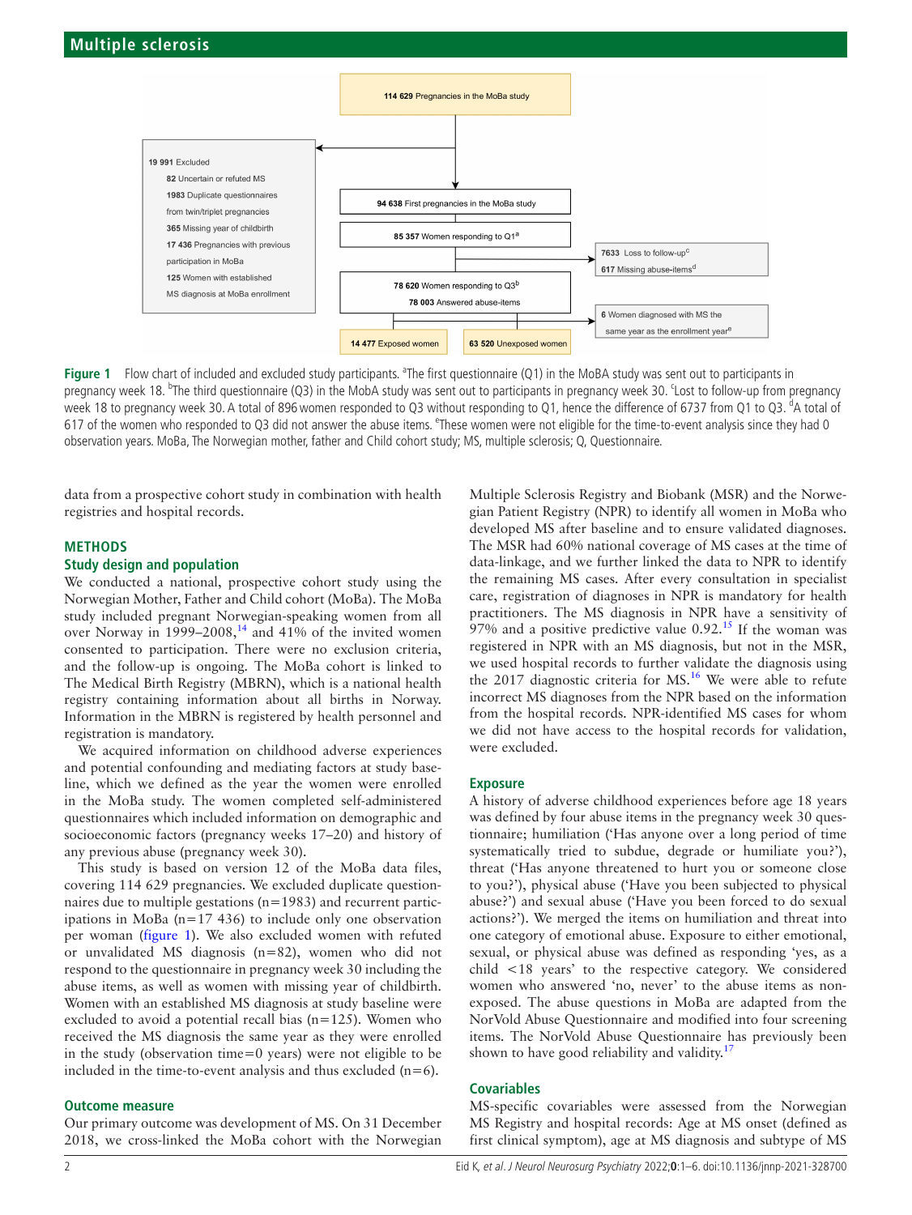Figure 1 Flow chart of included and excluded study participants. [a]The first questionnaire (Q1) in the MoBA study was sent out to participants in pregnancy week 18. [b]The third questionnaire (Q3) in the MobA study was sent out to participants in pregnancy week 30. [c]Lost to follow-up from pregnancy week 18 to pregnancy week 30. A total of 896 women responded to Q3 without responding to Q1, hence the difference of 6737 from Q1 to Q3. [d]A total of 617 of the women who responded to Q3 did not answer the abuse items. [e]These women were not eligible for the time-to-event analysis since they had 0 observation years. MoBa, The Norwegian mother, father and Child cohort study; MS, multiple sclerosis; Q, Questionnaire.

data from a prospective cohort study in combination with health registries and hospital records.

## METHODS

### Study design and population

We conducted a national, prospective cohort study using the Norwegian Mother, Father and Child cohort (MoBa). The MoBa study included pregnant Norwegian-speaking women from all over Norway in 1999–2008,[14] and 41% of the invited women consented to participation. There were no exclusion criteria, and the follow-up is ongoing. The MoBa cohort is linked to The Medical Birth Registry (MBRN), which is a national health registry containing information about all births in Norway. Information in the MBRN is registered by health personnel and registration is mandatory.

We acquired information on childhood adverse experiences and potential confounding and mediating factors at study baseline, which we defined as the year the women were enrolled in the MoBa study. The women completed self-administered questionnaires which included information on demographic and socioeconomic factors (pregnancy weeks 17–20) and history of any previous abuse (pregnancy week 30).

This study is based on version 12 of the MoBa data files, covering 114 629 pregnancies. We excluded duplicate questionnaires due to multiple gestations (n=1983) and recurrent participations in MoBa (n=17 436) to include only one observation per woman (figure 1). We also excluded women with refuted or unvalidated MS diagnosis (n=82), women who did not respond to the questionnaire in pregnancy week 30 including the abuse items, as well as women with missing year of childbirth. Women with an established MS diagnosis at study baseline were excluded to avoid a potential recall bias (n=125). Women who received the MS diagnosis the same year as they were enrolled in the study (observation time=0 years) were not eligible to be included in the time-to-event analysis and thus excluded (n=6).

### Outcome measure

Our primary outcome was development of MS. On 31 December 2018, we cross-linked the MoBa cohort with the Norwegian Multiple Sclerosis Registry and Biobank (MSR) and the Norwegian Patient Registry (NPR) to identify all women in MoBa who developed MS after baseline and to ensure validated diagnoses. The MSR had 60% national coverage of MS cases at the time of data-linkage, and we further linked the data to NPR to identify the remaining MS cases. After every consultation in specialist care, registration of diagnoses in NPR is mandatory for health practitioners. The MS diagnosis in NPR have a sensitivity of 97% and a positive predictive value 0.92.[15] If the woman was registered in NPR with an MS diagnosis, but not in the MSR, we used hospital records to further validate the diagnosis using the 2017 diagnostic criteria for MS.[16] We were able to refute incorrect MS diagnoses from the NPR based on the information from the hospital records. NPR-identified MS cases for whom we did not have access to the hospital records for validation, were excluded.

### Exposure

A history of adverse childhood experiences before age 18 years was defined by four abuse items in the pregnancy week 30 questionnaire; humiliation ('Has anyone over a long period of time systematically tried to subdue, degrade or humiliate you?'), threat ('Has anyone threatened to hurt you or someone close to you?'), physical abuse ('Have you been subjected to physical abuse?') and sexual abuse ('Have you been forced to do sexual actions?'). We merged the items on humiliation and threat into one category of emotional abuse. Exposure to either emotional, sexual, or physical abuse was defined as responding 'yes, as a child <18 years' to the respective category. We considered women who answered 'no, never' to the abuse items as non-exposed. The abuse questions in MoBa are adapted from the NorVold Abuse Questionnaire and modified into four screening items. The NorVold Abuse Questionnaire has previously been shown to have good reliability and validity.[17]

### Covariables

MS-specific covariables were assessed from the Norwegian MS Registry and hospital records: Age at MS onset (defined as first clinical symptom), age at MS diagnosis and subtype of MS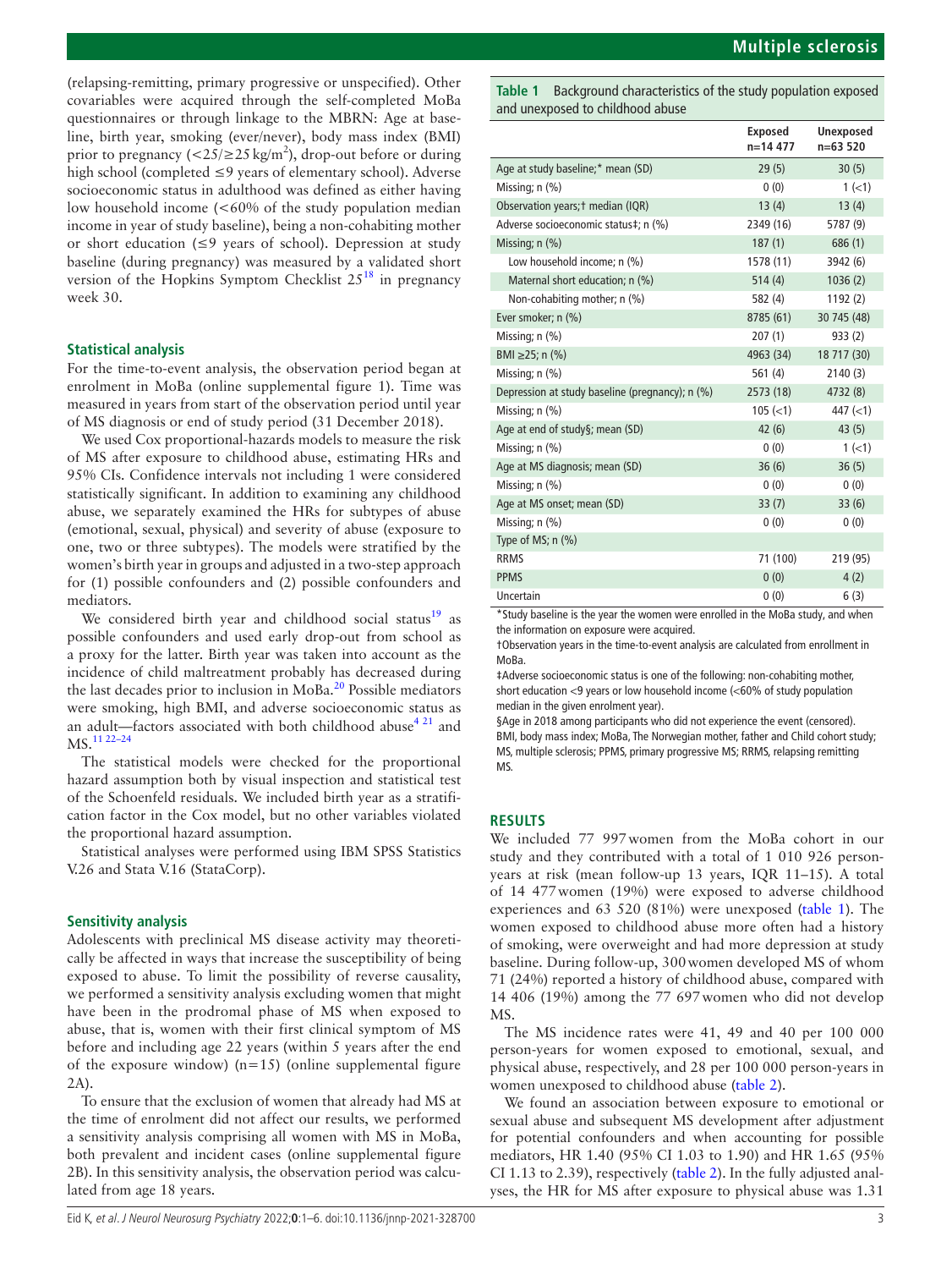(relapsing-remitting, primary progressive or unspecified). Other covariables were acquired through the self-completed MoBa questionnaires or through linkage to the MBRN: Age at baseline, birth year, smoking (ever/never), body mass index (BMI) prior to pregnancy (<25/≥25 kg/m$^2$), drop-out before or during high school (completed ≤9 years of elementary school). Adverse socioeconomic status in adulthood was defined as either having low household income (<60% of the study population median income in year of study baseline), being a non-cohabiting mother or short education (≤9 years of school). Depression at study baseline (during pregnancy) was measured by a validated short version of the Hopkins Symptom Checklist 25[18] in pregnancy week 30.

### Statistical analysis

For the time-to-event analysis, the observation period began at enrolment in MoBa (online supplemental figure 1). Time was measured in years from start of the observation period until year of MS diagnosis or end of study period (31 December 2018).

We used Cox proportional-hazards models to measure the risk of MS after exposure to childhood abuse, estimating HRs and 95% CIs. Confidence intervals not including 1 were considered statistically significant. In addition to examining any childhood abuse, we separately examined the HRs for subtypes of abuse (emotional, sexual, physical) and severity of abuse (exposure to one, two or three subtypes). The models were stratified by the women's birth year in groups and adjusted in a two-step approach for (1) possible confounders and (2) possible confounders and mediators.

We considered birth year and childhood social status[19] as possible confounders and used early drop-out from school as a proxy for the latter. Birth year was taken into account as the incidence of child maltreatment probably has decreased during the last decades prior to inclusion in MoBa.[20] Possible mediators were smoking, high BMI, and adverse socioeconomic status as an adult—factors associated with both childhood abuse[4 21] and MS.[11 22–24]

The statistical models were checked for the proportional hazard assumption both by visual inspection and statistical test of the Schoenfeld residuals. We included birth year as a stratification factor in the Cox model, but no other variables violated the proportional hazard assumption.

Statistical analyses were performed using IBM SPSS Statistics V.26 and Stata V.16 (StataCorp).

### Sensitivity analysis

Adolescents with preclinical MS disease activity may theoretically be affected in ways that increase the susceptibility of being exposed to abuse. To limit the possibility of reverse causality, we performed a sensitivity analysis excluding women that might have been in the prodromal phase of MS when exposed to abuse, that is, women with their first clinical symptom of MS before and including age 22 years (within 5 years after the end of the exposure window) (n=15) (online supplemental figure 2A).

To ensure that the exclusion of women that already had MS at the time of enrolment did not affect our results, we performed a sensitivity analysis comprising all women with MS in MoBa, both prevalent and incident cases (online supplemental figure 2B). In this sensitivity analysis, the observation period was calculated from age 18 years.

**Table 1** Background characteristics of the study population exposed and unexposed to childhood abuse

| | Exposed n=14 477 | Unexposed n=63 520 |
|---|---|---|
| Age at study baseline;* mean (SD) | 29 (5) | 30 (5) |
| Missing; n (%) | 0 (0) | 1 (<1) |
| Observation years;† median (IQR) | 13 (4) | 13 (4) |
| Adverse socioeconomic status‡; n (%) | 2349 (16) | 5787 (9) |
| Missing; n (%) | 187 (1) | 686 (1) |
| Low household income; n (%) | 1578 (11) | 3942 (6) |
| Maternal short education; n (%) | 514 (4) | 1036 (2) |
| Non-cohabiting mother; n (%) | 582 (4) | 1192 (2) |
| Ever smoker; n (%) | 8785 (61) | 30 745 (48) |
| Missing; n (%) | 207 (1) | 933 (2) |
| BMI ≥25; n (%) | 4963 (34) | 18 717 (30) |
| Missing; n (%) | 561 (4) | 2140 (3) |
| Depression at study baseline (pregnancy); n (%) | 2573 (18) | 4732 (8) |
| Missing; n (%) | 105 (<1) | 447 (<1) |
| Age at end of study§; mean (SD) | 42 (6) | 43 (5) |
| Missing; n (%) | 0 (0) | 1 (<1) |
| Age at MS diagnosis; mean (SD) | 36 (6) | 36 (5) |
| Missing; n (%) | 0 (0) | 0 (0) |
| Age at MS onset; mean (SD) | 33 (7) | 33 (6) |
| Missing; n (%) | 0 (0) | 0 (0) |
| Type of MS; n (%) | | |
| RRMS | 71 (100) | 219 (95) |
| PPMS | 0 (0) | 4 (2) |
| Uncertain | 0 (0) | 6 (3) |

*Study baseline is the year the women were enrolled in the MoBa study, and when the information on exposure were acquired.
†Observation years in the time-to-event analysis are calculated from enrollment in MoBa.
‡Adverse socioeconomic status is one of the following: non-cohabiting mother, short education <9 years or low household income (<60% of study population median in the given enrolment year).
§Age in 2018 among participants who did not experience the event (censored).
BMI, body mass index; MoBa, The Norwegian mother, father and Child cohort study; MS, multiple sclerosis; PPMS, primary progressive MS; RRMS, relapsing remitting MS.

## RESULTS

We included 77 997 women from the MoBa cohort in our study and they contributed with a total of 1 010 926 person-years at risk (mean follow-up 13 years, IQR 11–15). A total of 14 477 women (19%) were exposed to adverse childhood experiences and 63 520 (81%) were unexposed (table 1). The women exposed to childhood abuse more often had a history of smoking, were overweight and had more depression at study baseline. During follow-up, 300 women developed MS of whom 71 (24%) reported a history of childhood abuse, compared with 14 406 (19%) among the 77 697 women who did not develop MS.

The MS incidence rates were 41, 49 and 40 per 100 000 person-years for women exposed to emotional, sexual, and physical abuse, respectively, and 28 per 100 000 person-years in women unexposed to childhood abuse (table 2).

We found an association between exposure to emotional or sexual abuse and subsequent MS development after adjustment for potential confounders and when accounting for possible mediators, HR 1.40 (95% CI 1.03 to 1.90) and HR 1.65 (95% CI 1.13 to 2.39), respectively (table 2). In the fully adjusted analyses, the HR for MS after exposure to physical abuse was 1.31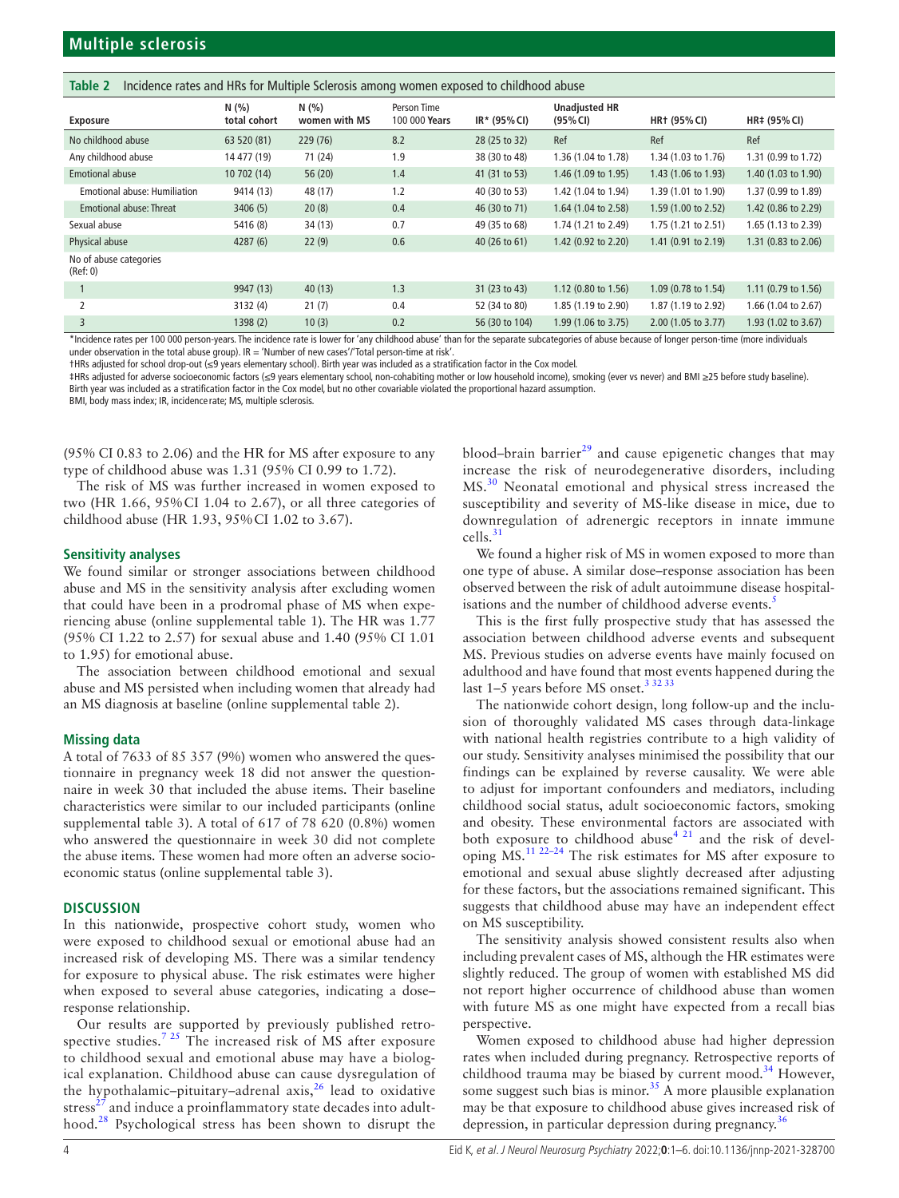**Table 2** Incidence rates and HRs for Multiple Sclerosis among women exposed to childhood abuse

| Exposure | N (%) total cohort | N (%) women with MS | Person Time 100 000 Years | IR* (95% CI) | Unadjusted HR (95% CI) | HR† (95% CI) | HR‡ (95% CI) |
|---|---|---|---|---|---|---|---|
| No childhood abuse | 63 520 (81) | 229 (76) | 8.2 | 28 (25 to 32) | Ref | Ref | Ref |
| Any childhood abuse | 14 477 (19) | 71 (24) | 1.9 | 38 (30 to 48) | 1.36 (1.04 to 1.78) | 1.34 (1.03 to 1.76) | 1.31 (0.99 to 1.72) |
| Emotional abuse | 10 702 (14) | 56 (20) | 1.4 | 41 (31 to 53) | 1.46 (1.09 to 1.95) | 1.43 (1.06 to 1.93) | 1.40 (1.03 to 1.90) |
| Emotional abuse: Humiliation | 9414 (13) | 48 (17) | 1.2 | 40 (30 to 53) | 1.42 (1.04 to 1.94) | 1.39 (1.01 to 1.90) | 1.37 (0.99 to 1.89) |
| Emotional abuse: Threat | 3406 (5) | 20 (8) | 0.4 | 46 (30 to 71) | 1.64 (1.04 to 2.58) | 1.59 (1.00 to 2.52) | 1.42 (0.86 to 2.29) |
| Sexual abuse | 5416 (8) | 34 (13) | 0.7 | 49 (35 to 68) | 1.74 (1.21 to 2.49) | 1.75 (1.21 to 2.51) | 1.65 (1.13 to 2.39) |
| Physical abuse | 4287 (6) | 22 (9) | 0.6 | 40 (26 to 61) | 1.42 (0.92 to 2.20) | 1.41 (0.91 to 2.19) | 1.31 (0.83 to 2.06) |
| No of abuse categories (Ref: 0) | | | | | | | |
| 1 | 9947 (13) | 40 (13) | 1.3 | 31 (23 to 43) | 1.12 (0.80 to 1.56) | 1.09 (0.78 to 1.54) | 1.11 (0.79 to 1.56) |
| 2 | 3132 (4) | 21 (7) | 0.4 | 52 (34 to 80) | 1.85 (1.19 to 2.90) | 1.87 (1.19 to 2.92) | 1.66 (1.04 to 2.67) |
| 3 | 1398 (2) | 10 (3) | 0.2 | 56 (30 to 104) | 1.99 (1.06 to 3.75) | 2.00 (1.05 to 3.77) | 1.93 (1.02 to 3.67) |

*Incidence rates per 100 000 person-years. The incidence rate is lower for 'any childhood abuse' than for the separate subcategories of abuse because of longer person-time (more individuals under observation in the total abuse group). IR = 'Number of new cases'/'Total person-time at risk'.

†HRs adjusted for school drop-out (≤9 years elementary school). Birth year was included as a stratification factor in the Cox model.

‡HRs adjusted for adverse socioeconomic factors (≤9 years elementary school, non-cohabiting mother or low household income), smoking (ever vs never) and BMI ≥25 before study baseline). Birth year was included as a stratification factor in the Cox model, but no other covariable violated the proportional hazard assumption.

BMI, body mass index; IR, incidence rate; MS, multiple sclerosis.

(95% CI 0.83 to 2.06) and the HR for MS after exposure to any type of childhood abuse was 1.31 (95% CI 0.99 to 1.72).

The risk of MS was further increased in women exposed to two (HR 1.66, 95% CI 1.04 to 2.67), or all three categories of childhood abuse (HR 1.93, 95% CI 1.02 to 3.67).

### Sensitivity analyses

We found similar or stronger associations between childhood abuse and MS in the sensitivity analysis after excluding women that could have been in a prodromal phase of MS when experiencing abuse (online supplemental table 1). The HR was 1.77 (95% CI 1.22 to 2.57) for sexual abuse and 1.40 (95% CI 1.01 to 1.95) for emotional abuse.

The association between childhood emotional and sexual abuse and MS persisted when including women that already had an MS diagnosis at baseline (online supplemental table 2).

### Missing data

A total of 7633 of 85 357 (9%) women who answered the questionnaire in pregnancy week 18 did not answer the questionnaire in week 30 that included the abuse items. Their baseline characteristics were similar to our included participants (online supplemental table 3). A total of 617 of 78 620 (0.8%) women who answered the questionnaire in week 30 did not complete the abuse items. These women had more often an adverse socioeconomic status (online supplemental table 3).

## DISCUSSION

In this nationwide, prospective cohort study, women who were exposed to childhood sexual or emotional abuse had an increased risk of developing MS. There was a similar tendency for exposure to physical abuse. The risk estimates were higher when exposed to several abuse categories, indicating a dose–response relationship.

Our results are supported by previously published retrospective studies.[7,25] The increased risk of MS after exposure to childhood sexual and emotional abuse may have a biological explanation. Childhood abuse can cause dysregulation of the hypothalamic–pituitary–adrenal axis,[26] lead to oxidative stress[27] and induce a proinflammatory state decades into adulthood.[28] Psychological stress has been shown to disrupt the blood–brain barrier[29] and cause epigenetic changes that may increase the risk of neurodegenerative disorders, including MS.[30] Neonatal emotional and physical stress increased the susceptibility and severity of MS-like disease in mice, due to downregulation of adrenergic receptors in innate immune cells.[31]

We found a higher risk of MS in women exposed to more than one type of abuse. A similar dose–response association has been observed between the risk of adult autoimmune disease hospitalisations and the number of childhood adverse events.[5]

This is the first fully prospective study that has assessed the association between childhood adverse events and subsequent MS. Previous studies on adverse events have mainly focused on adulthood and have found that most events happened during the last 1–5 years before MS onset.[3,32,33]

The nationwide cohort design, long follow-up and the inclusion of thoroughly validated MS cases through data-linkage with national health registries contribute to a high validity of our study. Sensitivity analyses minimised the possibility that our findings can be explained by reverse causality. We were able to adjust for important confounders and mediators, including childhood social status, adult socioeconomic factors, smoking and obesity. These environmental factors are associated with both exposure to childhood abuse[4,21] and the risk of developing MS.[11,22–24] The risk estimates for MS after exposure to emotional and sexual abuse slightly decreased after adjusting for these factors, but the associations remained significant. This suggests that childhood abuse may have an independent effect on MS susceptibility.

The sensitivity analysis showed consistent results also when including prevalent cases of MS, although the HR estimates were slightly reduced. The group of women with established MS did not report higher occurrence of childhood abuse than women with future MS as one might have expected from a recall bias perspective.

Women exposed to childhood abuse had higher depression rates when included during pregnancy. Retrospective reports of childhood trauma may be biased by current mood.[34] However, some suggest such bias is minor.[35] A more plausible explanation may be that exposure to childhood abuse gives increased risk of depression, in particular depression during pregnancy.[36]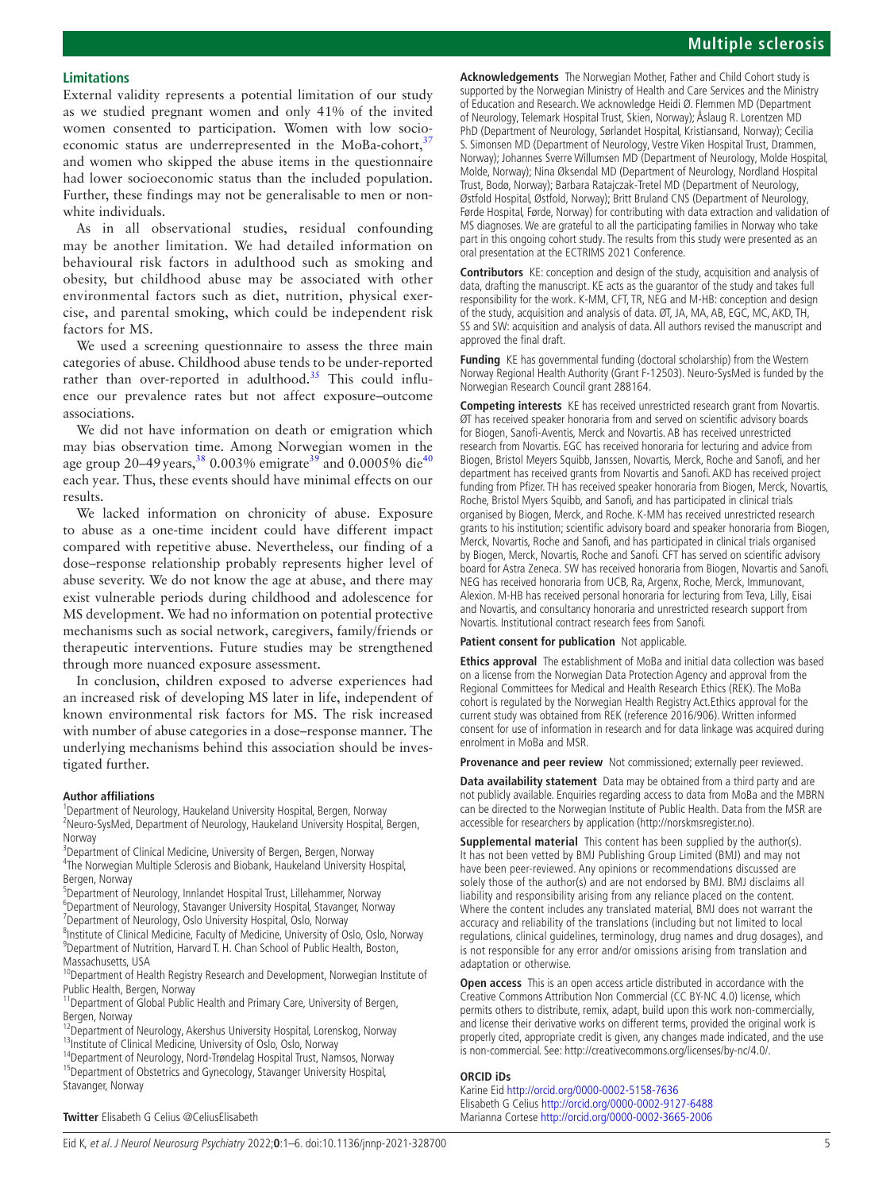## Limitations

External validity represents a potential limitation of our study as we studied pregnant women and only 41% of the invited women consented to participation. Women with low socioeconomic status are underrepresented in the MoBa-cohort,[37] and women who skipped the abuse items in the questionnaire had lower socioeconomic status than the included population. Further, these findings may not be generalisable to men or non-white individuals.

As in all observational studies, residual confounding may be another limitation. We had detailed information on behavioural risk factors in adulthood such as smoking and obesity, but childhood abuse may be associated with other environmental factors such as diet, nutrition, physical exercise, and parental smoking, which could be independent risk factors for MS.

We used a screening questionnaire to assess the three main categories of abuse. Childhood abuse tends to be under-reported rather than over-reported in adulthood.[35] This could influence our prevalence rates but not affect exposure–outcome associations.

We did not have information on death or emigration which may bias observation time. Among Norwegian women in the age group 20–49 years,[38] 0.003% emigrate[39] and 0.0005% die[40] each year. Thus, these events should have minimal effects on our results.

We lacked information on chronicity of abuse. Exposure to abuse as a one-time incident could have different impact compared with repetitive abuse. Nevertheless, our finding of a dose–response relationship probably represents higher level of abuse severity. We do not know the age at abuse, and there may exist vulnerable periods during childhood and adolescence for MS development. We had no information on potential protective mechanisms such as social network, caregivers, family/friends or therapeutic interventions. Future studies may be strengthened through more nuanced exposure assessment.

In conclusion, children exposed to adverse experiences had an increased risk of developing MS later in life, independent of known environmental risk factors for MS. The risk increased with number of abuse categories in a dose–response manner. The underlying mechanisms behind this association should be investigated further.

**Author affiliations**

[1]Department of Neurology, Haukeland University Hospital, Bergen, Norway
[2]Neuro-SysMed, Department of Neurology, Haukeland University Hospital, Bergen, Norway
[3]Department of Clinical Medicine, University of Bergen, Bergen, Norway
[4]The Norwegian Multiple Sclerosis and Biobank, Haukeland University Hospital, Bergen, Norway
[5]Department of Neurology, Innlandet Hospital Trust, Lillehammer, Norway
[6]Department of Neurology, Stavanger University Hospital, Stavanger, Norway
[7]Department of Neurology, Oslo University Hospital, Oslo, Norway
[8]Institute of Clinical Medicine, Faculty of Medicine, University of Oslo, Oslo, Norway
[9]Department of Nutrition, Harvard T. H. Chan School of Public Health, Boston, Massachusetts, USA
[10]Department of Health Registry Research and Development, Norwegian Institute of Public Health, Bergen, Norway
[11]Department of Global Public Health and Primary Care, University of Bergen, Bergen, Norway
[12]Department of Neurology, Akershus University Hospital, Lorenskog, Norway
[13]Institute of Clinical Medicine, University of Oslo, Oslo, Norway
[14]Department of Neurology, Nord-Trøndelag Hospital Trust, Namsos, Norway
[15]Department of Obstetrics and Gynecology, Stavanger University Hospital, Stavanger, Norway

**Twitter** Elisabeth G Celius @CeliusElisabeth

**Acknowledgements** The Norwegian Mother, Father and Child Cohort study is supported by the Norwegian Ministry of Health and Care Services and the Ministry of Education and Research. We acknowledge Heidi Ø. Flemmen MD (Department of Neurology, Telemark Hospital Trust, Skien, Norway); Åslaug R. Lorentzen MD PhD (Department of Neurology, Sørlandet Hospital, Kristiansand, Norway); Cecilia S. Simonsen MD (Department of Neurology, Vestre Viken Hospital Trust, Drammen, Norway); Johannes Sverre Willumsen MD (Department of Neurology, Molde Hospital, Molde, Norway); Nina Øksendal MD (Department of Neurology, Nordland Hospital Trust, Bodø, Norway); Barbara Ratajczak-Tretel MD (Department of Neurology, Østfold Hospital, Østfold, Norway); Britt Bruland CNS (Department of Neurology, Førde Hospital, Førde, Norway) for contributing with data extraction and validation of MS diagnoses. We are grateful to all the participating families in Norway who take part in this ongoing cohort study. The results from this study were presented as an oral presentation at the ECTRIMS 2021 Conference.

**Contributors** KE: conception and design of the study, acquisition and analysis of data, drafting the manuscript. KE acts as the guarantor of the study and takes full responsibility for the work. K-MM, CFT, TR, NEG and M-HB: conception and design of the study, acquisition and analysis of data. ØT, JA, MA, AB, EGC, MC, AKD, TH, SS and SW: acquisition and analysis of data. All authors revised the manuscript and approved the final draft.

**Funding** KE has governmental funding (doctoral scholarship) from the Western Norway Regional Health Authority (Grant F-12503). Neuro-SysMed is funded by the Norwegian Research Council grant 288164.

**Competing interests** KE has received unrestricted research grant from Novartis. ØT has received speaker honoraria from and served on scientific advisory boards for Biogen, Sanofi-Aventis, Merck and Novartis. AB has received unrestricted research from Novartis. EGC has received honoraria for lecturing and advice from Biogen, Bristol Meyers Squibb, Janssen, Novartis, Merck, Roche and Sanofi, and her department has received grants from Novartis and Sanofi. AKD has received project funding from Pfizer. TH has received speaker honoraria from Biogen, Merck, Novartis, Roche, Bristol Myers Squibb, and Sanofi, and has participated in clinical trials organised by Biogen, Merck, and Roche. K-MM has received unrestricted research grants to his institution; scientific advisory board and speaker honoraria from Biogen, Merck, Novartis, Roche and Sanofi, and has participated in clinical trials organised by Biogen, Merck, Novartis, Roche and Sanofi. CFT has served on scientific advisory board for Astra Zeneca. SW has received honoraria from Biogen, Novartis and Sanofi. NEG has received honoraria from UCB, Ra, Argenx, Roche, Merck, Immunovant, Alexion. M-HB has received personal honoraria for lecturing from Teva, Lilly, Eisai and Novartis, and consultancy honoraria and unrestricted research support from Novartis. Institutional contract research fees from Sanofi.

**Patient consent for publication** Not applicable.

**Ethics approval** The establishment of MoBa and initial data collection was based on a license from the Norwegian Data Protection Agency and approval from the Regional Committees for Medical and Health Research Ethics (REK). The MoBa cohort is regulated by the Norwegian Health Registry Act.Ethics approval for the current study was obtained from REK (reference 2016/906). Written informed consent for use of information in research and for data linkage was acquired during enrolment in MoBa and MSR.

**Provenance and peer review** Not commissioned; externally peer reviewed.

**Data availability statement** Data may be obtained from a third party and are not publicly available. Enquiries regarding access to data from MoBa and the MBRN can be directed to the Norwegian Institute of Public Health. Data from the MSR are accessible for researchers by application (http://norskmsregister.no).

**Supplemental material** This content has been supplied by the author(s). It has not been vetted by BMJ Publishing Group Limited (BMJ) and may not have been peer-reviewed. Any opinions or recommendations discussed are solely those of the author(s) and are not endorsed by BMJ. BMJ disclaims all liability and responsibility arising from any reliance placed on the content. Where the content includes any translated material, BMJ does not warrant the accuracy and reliability of the translations (including but not limited to local regulations, clinical guidelines, terminology, drug names and drug dosages), and is not responsible for any error and/or omissions arising from translation and adaptation or otherwise.

**Open access** This is an open access article distributed in accordance with the Creative Commons Attribution Non Commercial (CC BY-NC 4.0) license, which permits others to distribute, remix, adapt, build upon this work non-commercially, and license their derivative works on different terms, provided the original work is properly cited, appropriate credit is given, any changes made indicated, and the use is non-commercial. See: http://creativecommons.org/licenses/by-nc/4.0/.

**ORCID iDs**

Karine Eid http://orcid.org/0000-0002-5158-7636
Elisabeth G Celius http://orcid.org/0000-0002-9127-6488
Marianna Cortese http://orcid.org/0000-0002-3665-2006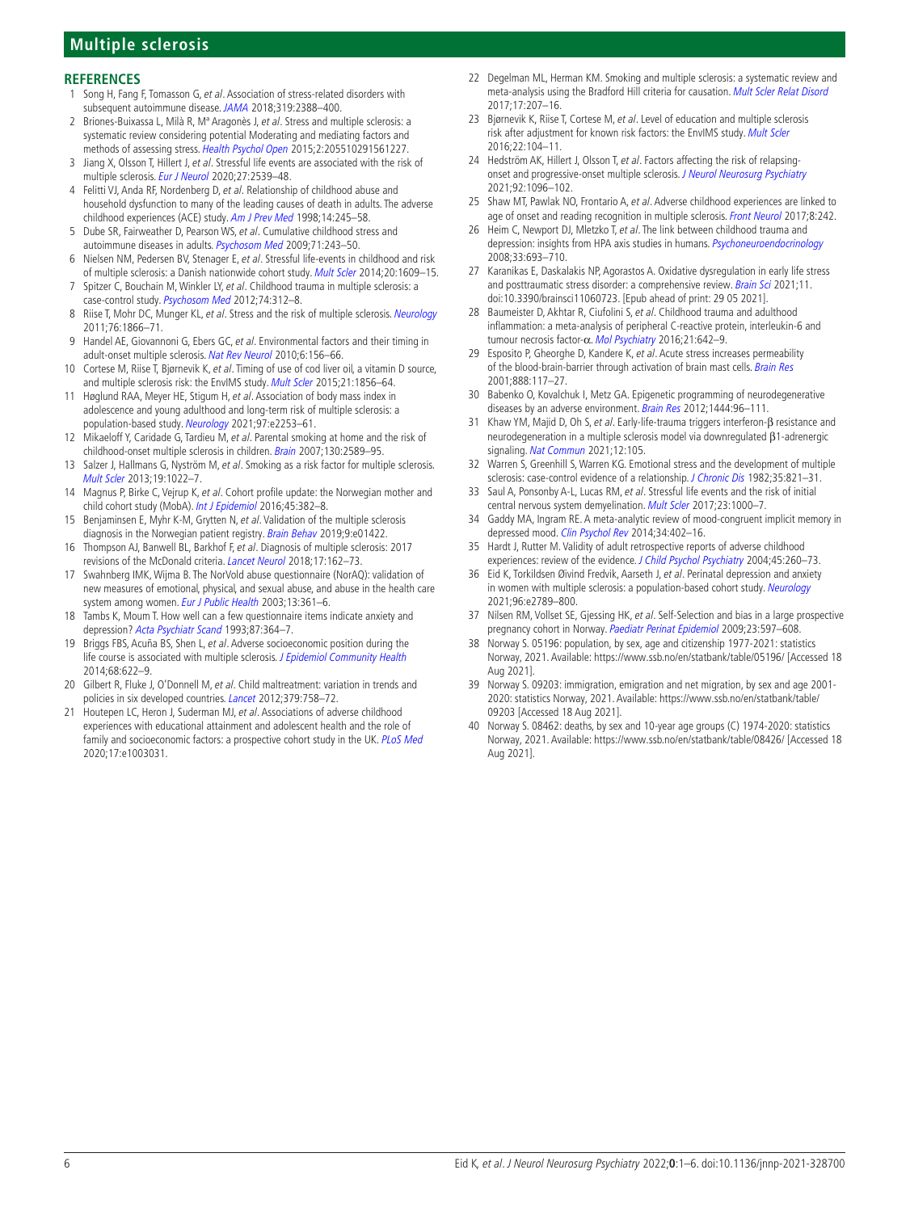## REFERENCES

1. Song H, Fang F, Tomasson G, *et al*. Association of stress-related disorders with subsequent autoimmune disease. *JAMA* 2018;319:2388–400.
2. Briones-Buixassa L, Milà R, Mª Aragonès J, *et al*. Stress and multiple sclerosis: a systematic review considering potential Moderating and mediating factors and methods of assessing stress. *Health Psychol Open* 2015;2:205510291561227.
3. Jiang X, Olsson T, Hillert J, *et al*. Stressful life events are associated with the risk of multiple sclerosis. *Eur J Neurol* 2020;27:2539–48.
4. Felitti VJ, Anda RF, Nordenberg D, *et al*. Relationship of childhood abuse and household dysfunction to many of the leading causes of death in adults. The adverse childhood experiences (ACE) study. *Am J Prev Med* 1998;14:245–58.
5. Dube SR, Fairweather D, Pearson WS, *et al*. Cumulative childhood stress and autoimmune diseases in adults. *Psychosom Med* 2009;71:243–50.
6. Nielsen NM, Pedersen BV, Stenager E, *et al*. Stressful life-events in childhood and risk of multiple sclerosis: a Danish nationwide cohort study. *Mult Scler* 2014;20:1609–15.
7. Spitzer C, Bouchain M, Winkler LY, *et al*. Childhood trauma in multiple sclerosis: a case-control study. *Psychosom Med* 2012;74:312–8.
8. Riise T, Mohr DC, Munger KL, *et al*. Stress and the risk of multiple sclerosis. *Neurology* 2011;76:1866–71.
9. Handel AE, Giovannoni G, Ebers GC, *et al*. Environmental factors and their timing in adult-onset multiple sclerosis. *Nat Rev Neurol* 2010;6:156–66.
10. Cortese M, Riise T, Bjørnevik K, *et al*. Timing of use of cod liver oil, a vitamin D source, and multiple sclerosis risk: the EnvIMS study. *Mult Scler* 2015;21:1856–64.
11. Høglund RAA, Meyer HE, Stigum H, *et al*. Association of body mass index in adolescence and young adulthood and long-term risk of multiple sclerosis: a population-based study. *Neurology* 2021;97:e2253–61.
12. Mikaeloff Y, Caridade G, Tardieu M, *et al*. Parental smoking at home and the risk of childhood-onset multiple sclerosis in children. *Brain* 2007;130:2589–95.
13. Salzer J, Hallmans G, Nyström M, *et al*. Smoking as a risk factor for multiple sclerosis. *Mult Scler* 2013;19:1022–7.
14. Magnus P, Birke C, Vejrup K, *et al*. Cohort profile update: the Norwegian mother and child cohort study (MobA). *Int J Epidemiol* 2016;45:382–8.
15. Benjaminsen E, Myhr K-M, Grytten N, *et al*. Validation of the multiple sclerosis diagnosis in the Norwegian patient registry. *Brain Behav* 2019;9:e01422.
16. Thompson AJ, Banwell BL, Barkhof F, *et al*. Diagnosis of multiple sclerosis: 2017 revisions of the McDonald criteria. *Lancet Neurol* 2018;17:162–73.
17. Swahnberg IMK, Wijma B. The NorVold abuse questionnaire (NorAQ): validation of new measures of emotional, physical, and sexual abuse, and abuse in the health care system among women. *Eur J Public Health* 2003;13:361–6.
18. Tambs K, Moum T. How well can a few questionnaire items indicate anxiety and depression? *Acta Psychiatr Scand* 1993;87:364–7.
19. Briggs FBS, Acuña BS, Shen L, *et al*. Adverse socioeconomic position during the life course is associated with multiple sclerosis. *J Epidemiol Community Health* 2014;68:622–9.
20. Gilbert R, Fluke J, O'Donnell M, *et al*. Child maltreatment: variation in trends and policies in six developed countries. *Lancet* 2012;379:758–72.
21. Houtepen LC, Heron J, Suderman MJ, *et al*. Associations of adverse childhood experiences with educational attainment and adolescent health and the role of family and socioeconomic factors: a prospective cohort study in the UK. *PLoS Med* 2020;17:e1003031.
22. Degelman ML, Herman KM. Smoking and multiple sclerosis: a systematic review and meta-analysis using the Bradford Hill criteria for causation. *Mult Scler Relat Disord* 2017;17:207–16.
23. Bjørnevik K, Riise T, Cortese M, *et al*. Level of education and multiple sclerosis risk after adjustment for known risk factors: the EnvIMS study. *Mult Scler* 2016;22:104–11.
24. Hedström AK, Hillert J, Olsson T, *et al*. Factors affecting the risk of relapsing-onset and progressive-onset multiple sclerosis. *J Neurol Neurosurg Psychiatry* 2021;92:1096–102.
25. Shaw MT, Pawlak NO, Frontario A, *et al*. Adverse childhood experiences are linked to age of onset and reading recognition in multiple sclerosis. *Front Neurol* 2017;8:242.
26. Heim C, Newport DJ, Mletzko T, *et al*. The link between childhood trauma and depression: insights from HPA axis studies in humans. *Psychoneuroendocrinology* 2008;33:693–710.
27. Karanikas E, Daskalakis NP, Agorastos A. Oxidative dysregulation in early life stress and posttraumatic stress disorder: a comprehensive review. *Brain Sci* 2021;11. doi:10.3390/brainsci11060723. [Epub ahead of print: 29 05 2021].
28. Baumeister D, Akhtar R, Ciufolini S, *et al*. Childhood trauma and adulthood inflammation: a meta-analysis of peripheral C-reactive protein, interleukin-6 and tumour necrosis factor-α. *Mol Psychiatry* 2016;21:642–9.
29. Esposito P, Gheorghe D, Kandere K, *et al*. Acute stress increases permeability of the blood-brain-barrier through activation of brain mast cells. *Brain Res* 2001;888:117–27.
30. Babenko O, Kovalchuk I, Metz GA. Epigenetic programming of neurodegenerative diseases by an adverse environment. *Brain Res* 2012;1444:96–111.
31. Khaw YM, Majid D, Oh S, *et al*. Early-life-trauma triggers interferon-β resistance and neurodegeneration in a multiple sclerosis model via downregulated β1-adrenergic signaling. *Nat Commun* 2021;12:105.
32. Warren S, Greenhill S, Warren KG. Emotional stress and the development of multiple sclerosis: case-control evidence of a relationship. *J Chronic Dis* 1982;35:821–31.
33. Saul A, Ponsonby A-L, Lucas RM, *et al*. Stressful life events and the risk of initial central nervous system demyelination. *Mult Scler* 2017;23:1000–7.
34. Gaddy MA, Ingram RE. A meta-analytic review of mood-congruent implicit memory in depressed mood. *Clin Psychol Rev* 2014;34:402–16.
35. Hardt J, Rutter M. Validity of adult retrospective reports of adverse childhood experiences: review of the evidence. *J Child Psychol Psychiatry* 2004;45:260–73.
36. Eid K, Torkildsen Øivind Fredvik, Aarseth J, *et al*. Perinatal depression and anxiety in women with multiple sclerosis: a population-based cohort study. *Neurology* 2021;96:e2789–800.
37. Nilsen RM, Vollset SE, Gjessing HK, *et al*. Self-Selection and bias in a large prospective pregnancy cohort in Norway. *Paediatr Perinat Epidemiol* 2009;23:597–608.
38. Norway S. 05196: population, by sex, age and citizenship 1977-2021: statistics Norway, 2021. Available: https://www.ssb.no/en/statbank/table/05196/ [Accessed 18 Aug 2021].
39. Norway S. 09203: immigration, emigration and net migration, by sex and age 2001-2020: statistics Norway, 2021. Available: https://www.ssb.no/en/statbank/table/09203 [Accessed 18 Aug 2021].
40. Norway S. 08462: deaths, by sex and 10-year age groups (C) 1974-2020: statistics Norway, 2021. Available: https://www.ssb.no/en/statbank/table/08426/ [Accessed 18 Aug 2021].